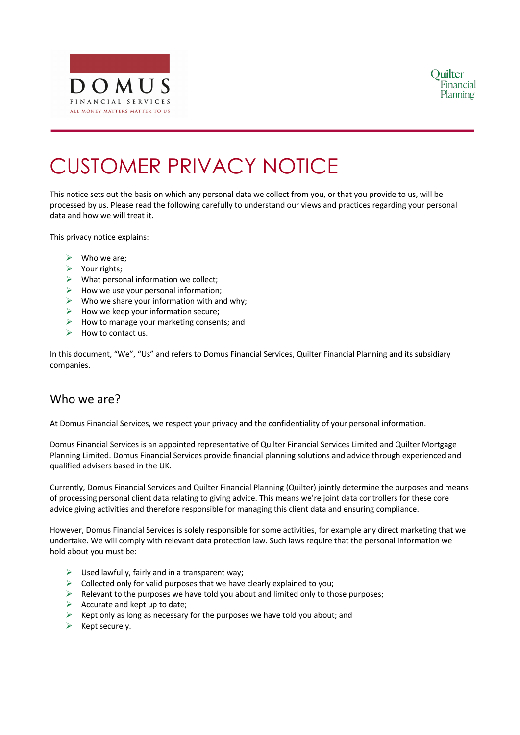# CUSTOMER PRIVACY NOTICE

This notice sets out the basis on which any personal data we collect from you, or that you provide to us, will be processed by us. Please read the following carefully to understand our views and practices regarding your personal data and how we will treat it.

This privacy notice explains:

- Who we are;
- Your rights;
- What personal information we collect;
- How we use your personal information;
- Who we share your information with and why;
- How we keep your information secure;
- How to manage your marketing consents; and
- How to contact us.

In this document, "We", "Us" and refers to Domus Financial Services, Quilter Financial Planning and its subsidiary companies.

## Who we are?

At Domus Financial Services, we respect your privacy and the confidentiality of your personal information.

Domus Financial Services is an appointed representative of Quilter Financial Services Limited and Quilter Mortgage Planning Limited. Domus Financial Services provide financial planning solutions and advice through experienced and qualified advisers based in the UK.

Currently, Domus Financial Services and Quilter Financial Planning (Quilter) jointly determine the purposes and means of processing personal client data relating to giving advice. This means we're joint data controllers for these core advice giving activities and therefore responsible for managing this client data and ensuring compliance.

However, Domus Financial Services is solely responsible for some activities, for example any direct marketing that we undertake. We will comply with relevant data protection law. Such laws require that the personal information we hold about you must be:

- Used lawfully, fairly and in a transparent way;
- Collected only for valid purposes that we have clearly explained to you;
- Relevant to the purposes we have told you about and limited only to those purposes;
- Accurate and kept up to date;
- Kept only as long as necessary for the purposes we have told you about; and
- Kept securely.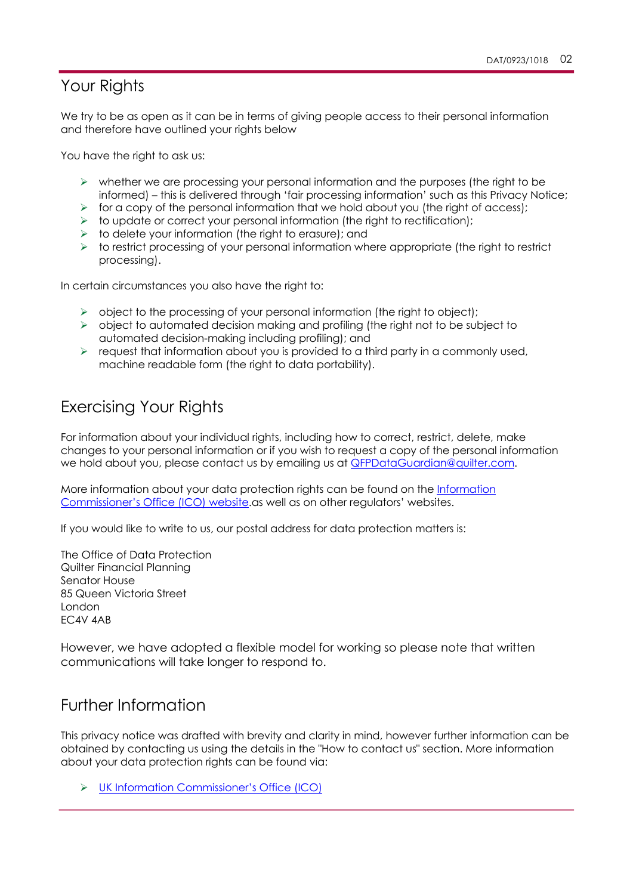## Your Rights

We try to be as open as it can be in terms of giving people access to their personal information and therefore have outlined your rights below

You have the right to ask us:

- whether we are processing your personal information and the purposes (the right to be informed) – this is delivered through 'fair processing information' such as this Privacy Notice;
- for a copy of the personal information that we hold about you (the right of access);
- to update or correct your personal information (the right to rectification);
- to delete your information (the right to erasure); and
- to restrict processing of your personal information where appropriate (the right to restrict processing).

In certain circumstances you also have the right to:

- object to the processing of your personal information (the right to object);
- object to automated decision making and profiling (the right not to be subject to automated decision-making including profiling); and
- request that information about you is provided to a third party in a commonly used, machine readable form (the right to data portability).

## Exercising Your Rights

For information about your individual rights, including how to correct, restrict, delete, make changes to your personal information or if you wish to request a copy of the personal information we hold about you, please contact us by emailing us at QFPDataGuardian@quilter.com.

More information about your data protection rights can be found on the Information Commissioner's Office (ICO) website.as well as on other regulators' websites.

If you would like to write to us, our postal address for data protection matters is:

The Office of Data Protection
Quilter Financial Planning
Senator House
85 Queen Victoria Street
London
EC4V 4AB

However, we have adopted a flexible model for working so please note that written communications will take longer to respond to.

## Further Information

This privacy notice was drafted with brevity and clarity in mind, however further information can be obtained by contacting us using the details in the "How to contact us" section. More information about your data protection rights can be found via:

- UK Information Commissioner's Office (ICO)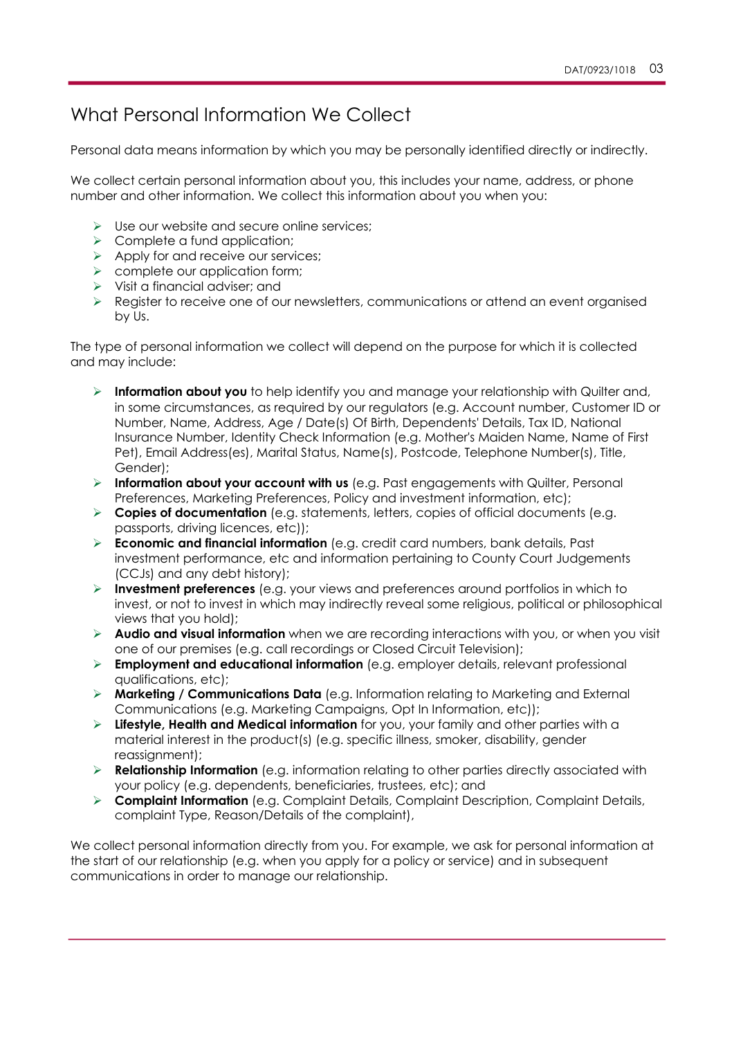# What Personal Information We Collect

Personal data means information by which you may be personally identified directly or indirectly.

We collect certain personal information about you, this includes your name, address, or phone number and other information. We collect this information about you when you:

- Use our website and secure online services;
- Complete a fund application;
- Apply for and receive our services;
- complete our application form;
- Visit a financial adviser; and
- Register to receive one of our newsletters, communications or attend an event organised by Us.

The type of personal information we collect will depend on the purpose for which it is collected and may include:

- **Information about you** to help identify you and manage your relationship with Quilter and, in some circumstances, as required by our regulators (e.g. Account number, Customer ID or Number, Name, Address, Age / Date(s) Of Birth, Dependents' Details, Tax ID, National Insurance Number, Identity Check Information (e.g. Mother's Maiden Name, Name of First Pet), Email Address(es), Marital Status, Name(s), Postcode, Telephone Number(s), Title, Gender);
- **Information about your account with us** (e.g. Past engagements with Quilter, Personal Preferences, Marketing Preferences, Policy and investment information, etc);
- **Copies of documentation** (e.g. statements, letters, copies of official documents (e.g. passports, driving licences, etc));
- **Economic and financial information** (e.g. credit card numbers, bank details, Past investment performance, etc and information pertaining to County Court Judgements (CCJs) and any debt history);
- **Investment preferences** (e.g. your views and preferences around portfolios in which to invest, or not to invest in which may indirectly reveal some religious, political or philosophical views that you hold);
- **Audio and visual information** when we are recording interactions with you, or when you visit one of our premises (e.g. call recordings or Closed Circuit Television);
- **Employment and educational information** (e.g. employer details, relevant professional qualifications, etc);
- **Marketing / Communications Data** (e.g. Information relating to Marketing and External Communications (e.g. Marketing Campaigns, Opt In Information, etc));
- **Lifestyle, Health and Medical information** for you, your family and other parties with a material interest in the product(s) (e.g. specific illness, smoker, disability, gender reassignment);
- **Relationship Information** (e.g. information relating to other parties directly associated with your policy (e.g. dependents, beneficiaries, trustees, etc); and
- **Complaint Information** (e.g. Complaint Details, Complaint Description, Complaint Details, complaint Type, Reason/Details of the complaint),

We collect personal information directly from you. For example, we ask for personal information at the start of our relationship (e.g. when you apply for a policy or service) and in subsequent communications in order to manage our relationship.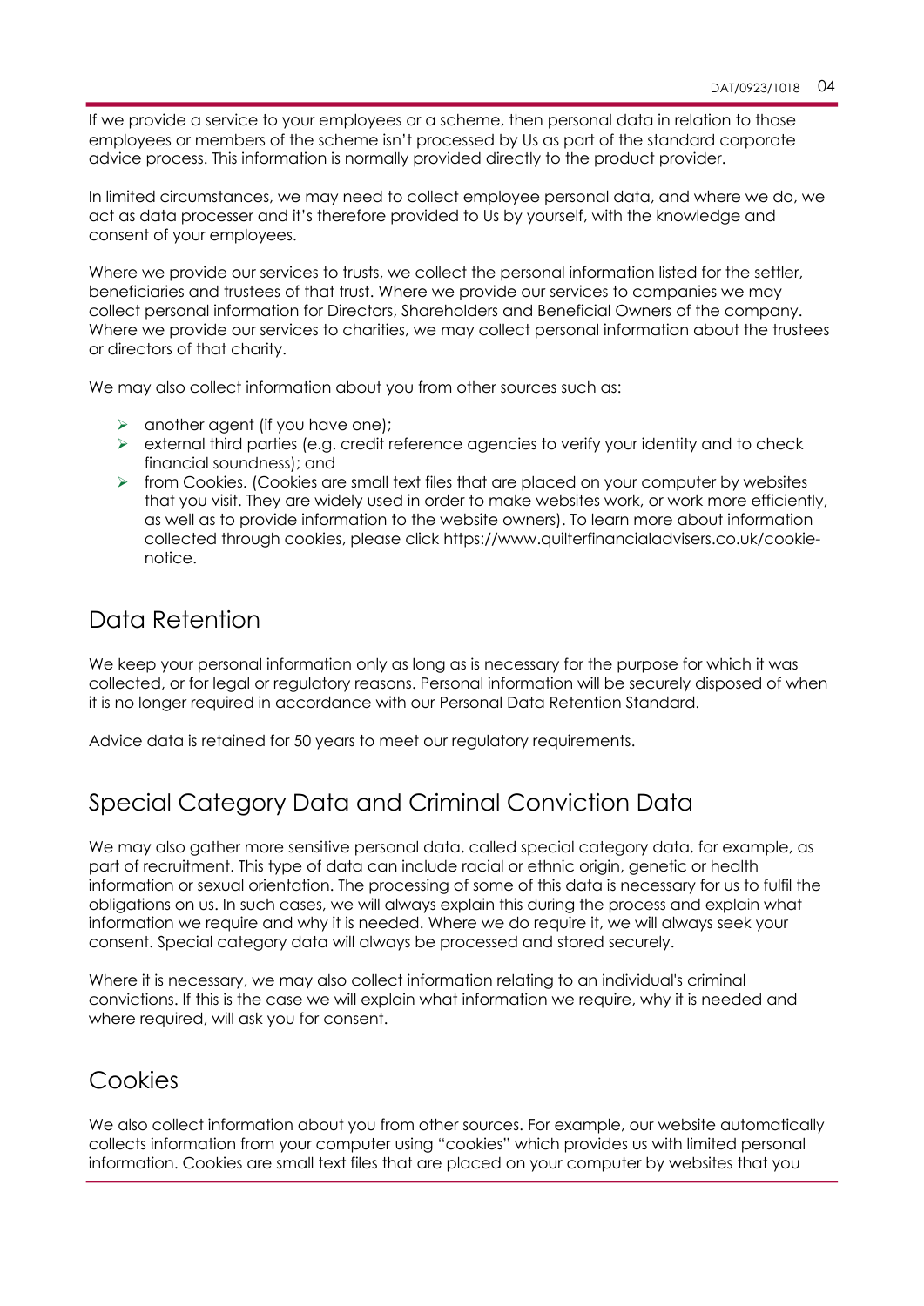If we provide a service to your employees or a scheme, then personal data in relation to those employees or members of the scheme isn't processed by Us as part of the standard corporate advice process. This information is normally provided directly to the product provider.

In limited circumstances, we may need to collect employee personal data, and where we do, we act as data processer and it's therefore provided to Us by yourself, with the knowledge and consent of your employees.

Where we provide our services to trusts, we collect the personal information listed for the settler, beneficiaries and trustees of that trust. Where we provide our services to companies we may collect personal information for Directors, Shareholders and Beneficial Owners of the company. Where we provide our services to charities, we may collect personal information about the trustees or directors of that charity.

We may also collect information about you from other sources such as:

- another agent (if you have one);
- external third parties (e.g. credit reference agencies to verify your identity and to check financial soundness); and
- from Cookies. (Cookies are small text files that are placed on your computer by websites that you visit. They are widely used in order to make websites work, or work more efficiently, as well as to provide information to the website owners). To learn more about information collected through cookies, please click https://www.quilterfinancialadvisers.co.uk/cookie-notice.

## Data Retention

We keep your personal information only as long as is necessary for the purpose for which it was collected, or for legal or regulatory reasons. Personal information will be securely disposed of when it is no longer required in accordance with our Personal Data Retention Standard.

Advice data is retained for 50 years to meet our regulatory requirements.

## Special Category Data and Criminal Conviction Data

We may also gather more sensitive personal data, called special category data, for example, as part of recruitment. This type of data can include racial or ethnic origin, genetic or health information or sexual orientation. The processing of some of this data is necessary for us to fulfil the obligations on us. In such cases, we will always explain this during the process and explain what information we require and why it is needed. Where we do require it, we will always seek your consent. Special category data will always be processed and stored securely.

Where it is necessary, we may also collect information relating to an individual's criminal convictions. If this is the case we will explain what information we require, why it is needed and where required, will ask you for consent.

## Cookies

We also collect information about you from other sources. For example, our website automatically collects information from your computer using "cookies" which provides us with limited personal information. Cookies are small text files that are placed on your computer by websites that you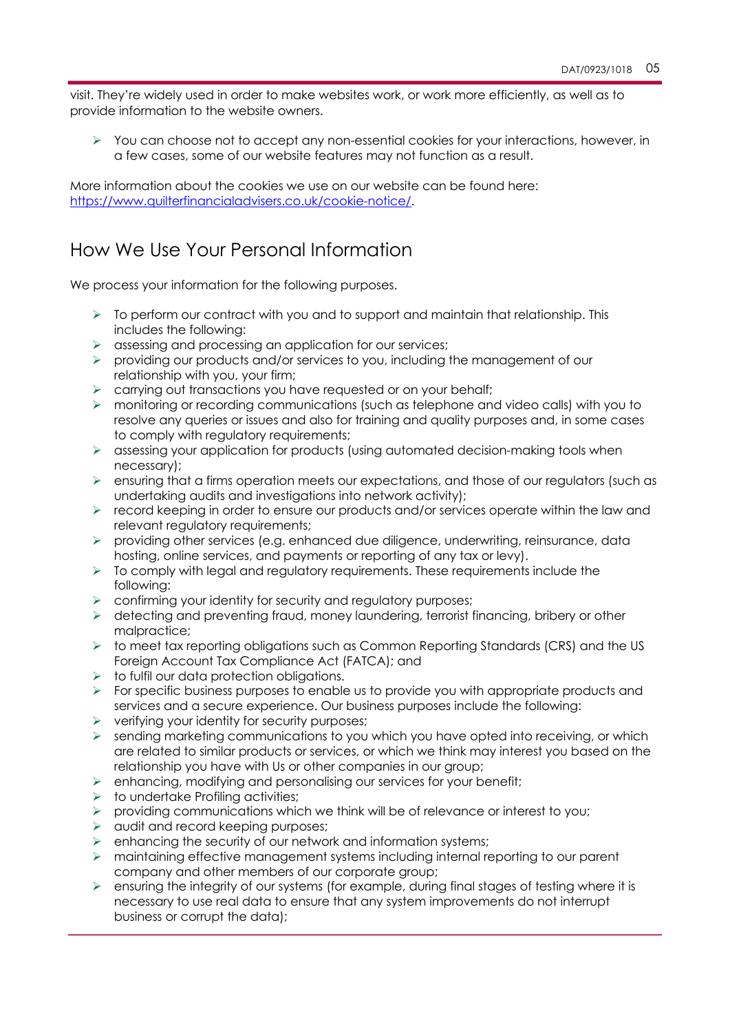visit. They're widely used in order to make websites work, or work more efficiently, as well as to provide information to the website owners.

- You can choose not to accept any non-essential cookies for your interactions, however, in a few cases, some of our website features may not function as a result.

More information about the cookies we use on our website can be found here: [https://www.quilterfinancialadvisers.co.uk/cookie-notice/](https://www.quilterfinancialadvisers.co.uk/cookie-notice/).

## How We Use Your Personal Information

We process your information for the following purposes.

- To perform our contract with you and to support and maintain that relationship. This includes the following:
- assessing and processing an application for our services;
- providing our products and/or services to you, including the management of our relationship with you, your firm;
- carrying out transactions you have requested or on your behalf;
- monitoring or recording communications (such as telephone and video calls) with you to resolve any queries or issues and also for training and quality purposes and, in some cases to comply with regulatory requirements;
- assessing your application for products (using automated decision-making tools when necessary);
- ensuring that a firms operation meets our expectations, and those of our regulators (such as undertaking audits and investigations into network activity);
- record keeping in order to ensure our products and/or services operate within the law and relevant regulatory requirements;
- providing other services (e.g. enhanced due diligence, underwriting, reinsurance, data hosting, online services, and payments or reporting of any tax or levy).
- To comply with legal and regulatory requirements. These requirements include the following:
- confirming your identity for security and regulatory purposes;
- detecting and preventing fraud, money laundering, terrorist financing, bribery or other malpractice;
- to meet tax reporting obligations such as Common Reporting Standards (CRS) and the US Foreign Account Tax Compliance Act (FATCA); and
- to fulfil our data protection obligations.
- For specific business purposes to enable us to provide you with appropriate products and services and a secure experience. Our business purposes include the following:
- verifying your identity for security purposes;
- sending marketing communications to you which you have opted into receiving, or which are related to similar products or services, or which we think may interest you based on the relationship you have with Us or other companies in our group;
- enhancing, modifying and personalising our services for your benefit;
- to undertake Profiling activities;
- providing communications which we think will be of relevance or interest to you;
- audit and record keeping purposes;
- enhancing the security of our network and information systems;
- maintaining effective management systems including internal reporting to our parent company and other members of our corporate group;
- ensuring the integrity of our systems (for example, during final stages of testing where it is necessary to use real data to ensure that any system improvements do not interrupt business or corrupt the data);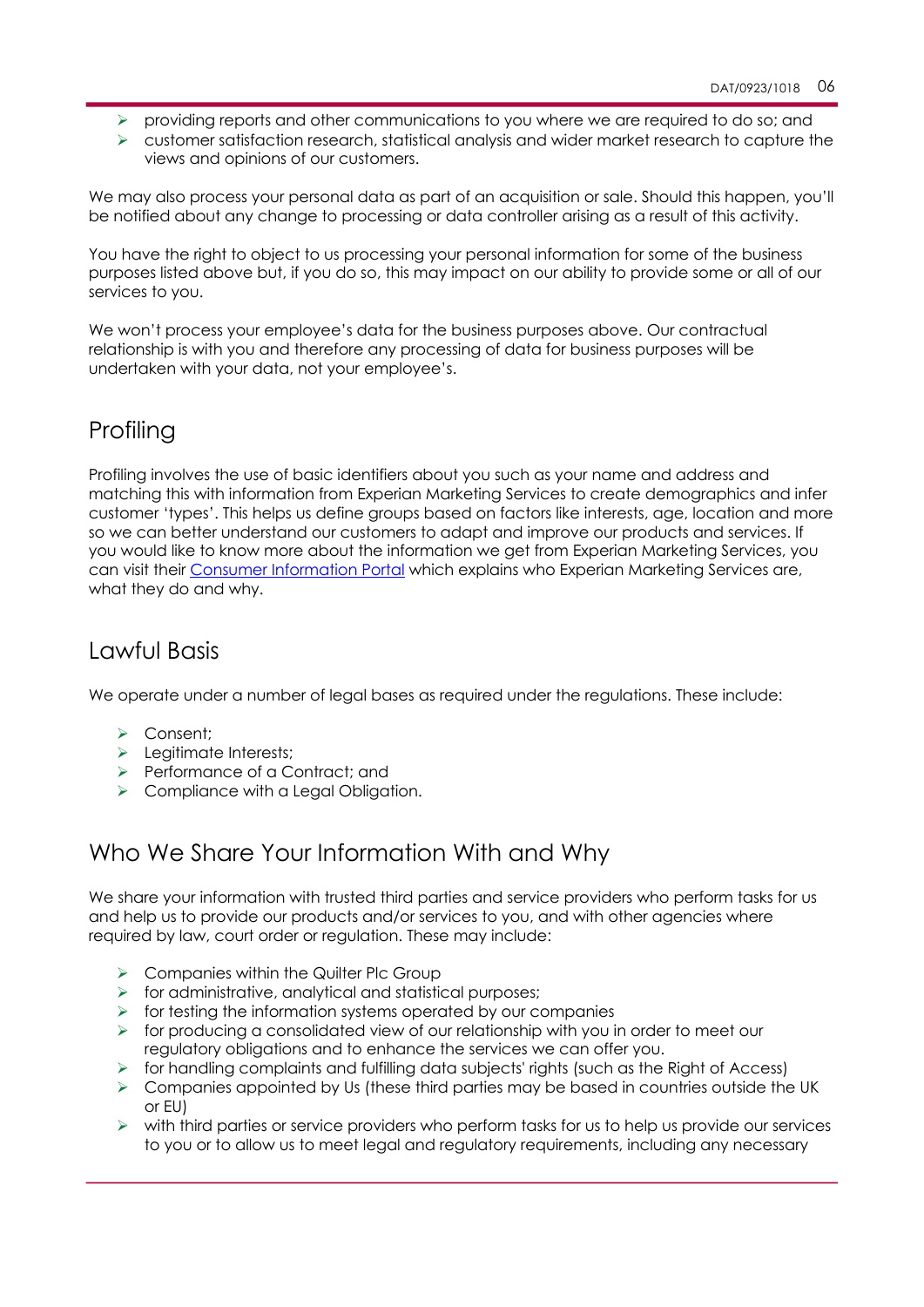- providing reports and other communications to you where we are required to do so; and
- customer satisfaction research, statistical analysis and wider market research to capture the views and opinions of our customers.

We may also process your personal data as part of an acquisition or sale. Should this happen, you'll be notified about any change to processing or data controller arising as a result of this activity.

You have the right to object to us processing your personal information for some of the business purposes listed above but, if you do so, this may impact on our ability to provide some or all of our services to you.

We won't process your employee's data for the business purposes above. Our contractual relationship is with you and therefore any processing of data for business purposes will be undertaken with your data, not your employee's.

## Profiling

Profiling involves the use of basic identifiers about you such as your name and address and matching this with information from Experian Marketing Services to create demographics and infer customer 'types'. This helps us define groups based on factors like interests, age, location and more so we can better understand our customers to adapt and improve our products and services. If you would like to know more about the information we get from Experian Marketing Services, you can visit their Consumer Information Portal which explains who Experian Marketing Services are, what they do and why.

## Lawful Basis

We operate under a number of legal bases as required under the regulations. These include:

- Consent;
- Legitimate Interests;
- Performance of a Contract; and
- Compliance with a Legal Obligation.

## Who We Share Your Information With and Why

We share your information with trusted third parties and service providers who perform tasks for us and help us to provide our products and/or services to you, and with other agencies where required by law, court order or regulation. These may include:

- Companies within the Quilter Plc Group
- for administrative, analytical and statistical purposes;
- for testing the information systems operated by our companies
- for producing a consolidated view of our relationship with you in order to meet our regulatory obligations and to enhance the services we can offer you.
- for handling complaints and fulfilling data subjects' rights (such as the Right of Access)
- Companies appointed by Us (these third parties may be based in countries outside the UK or EU)
- with third parties or service providers who perform tasks for us to help us provide our services to you or to allow us to meet legal and regulatory requirements, including any necessary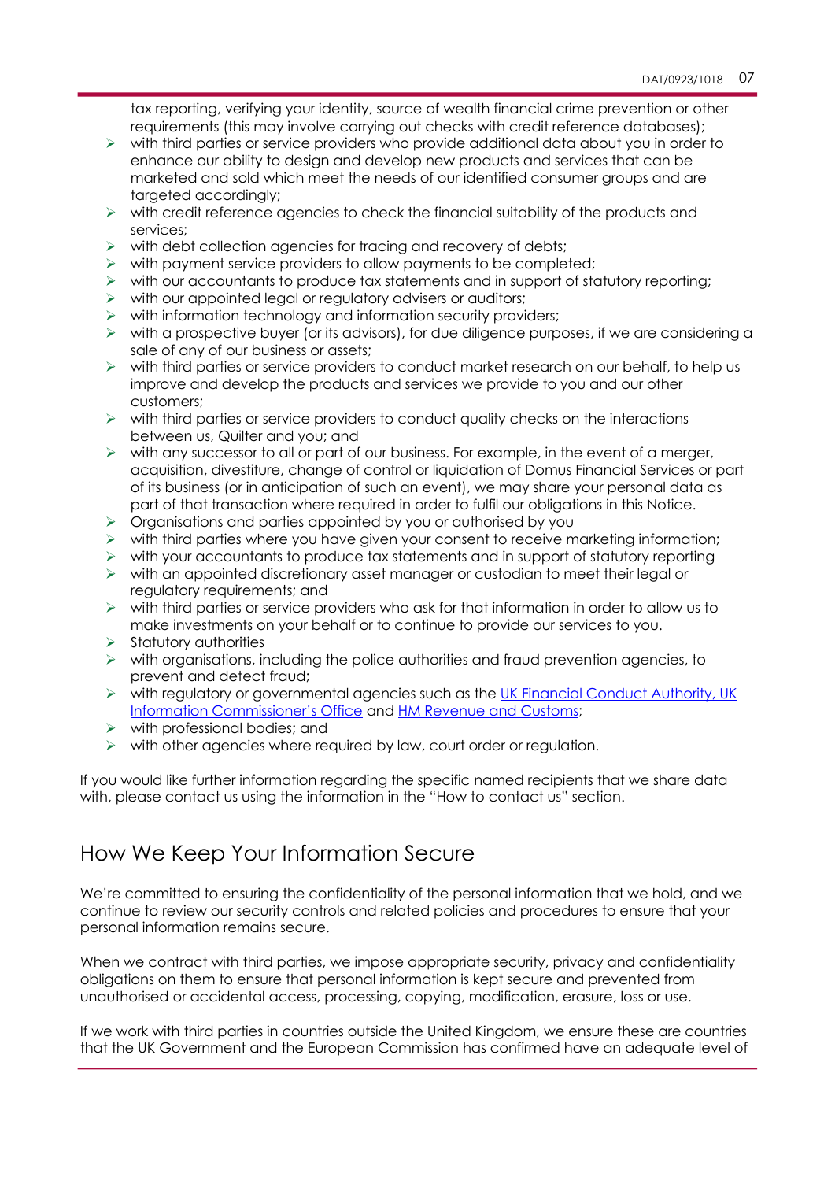tax reporting, verifying your identity, source of wealth financial crime prevention or other requirements (this may involve carrying out checks with credit reference databases);

- with third parties or service providers who provide additional data about you in order to enhance our ability to design and develop new products and services that can be marketed and sold which meet the needs of our identified consumer groups and are targeted accordingly;
- with credit reference agencies to check the financial suitability of the products and services;
- with debt collection agencies for tracing and recovery of debts;
- with payment service providers to allow payments to be completed;
- with our accountants to produce tax statements and in support of statutory reporting;
- with our appointed legal or regulatory advisers or auditors;
- with information technology and information security providers;
- with a prospective buyer (or its advisors), for due diligence purposes, if we are considering a sale of any of our business or assets;
- with third parties or service providers to conduct market research on our behalf, to help us improve and develop the products and services we provide to you and our other customers;
- with third parties or service providers to conduct quality checks on the interactions between us, Quilter and you; and
- with any successor to all or part of our business. For example, in the event of a merger, acquisition, divestiture, change of control or liquidation of Domus Financial Services or part of its business (or in anticipation of such an event), we may share your personal data as part of that transaction where required in order to fulfil our obligations in this Notice.
- Organisations and parties appointed by you or authorised by you
- with third parties where you have given your consent to receive marketing information;
- with your accountants to produce tax statements and in support of statutory reporting
- with an appointed discretionary asset manager or custodian to meet their legal or regulatory requirements; and
- with third parties or service providers who ask for that information in order to allow us to make investments on your behalf or to continue to provide our services to you.
- Statutory authorities
- with organisations, including the police authorities and fraud prevention agencies, to prevent and detect fraud;
- with regulatory or governmental agencies such as the UK Financial Conduct Authority, UK Information Commissioner's Office and HM Revenue and Customs;
- with professional bodies; and
- with other agencies where required by law, court order or regulation.

If you would like further information regarding the specific named recipients that we share data with, please contact us using the information in the "How to contact us" section.

## How We Keep Your Information Secure

We're committed to ensuring the confidentiality of the personal information that we hold, and we continue to review our security controls and related policies and procedures to ensure that your personal information remains secure.

When we contract with third parties, we impose appropriate security, privacy and confidentiality obligations on them to ensure that personal information is kept secure and prevented from unauthorised or accidental access, processing, copying, modification, erasure, loss or use.

If we work with third parties in countries outside the United Kingdom, we ensure these are countries that the UK Government and the European Commission has confirmed have an adequate level of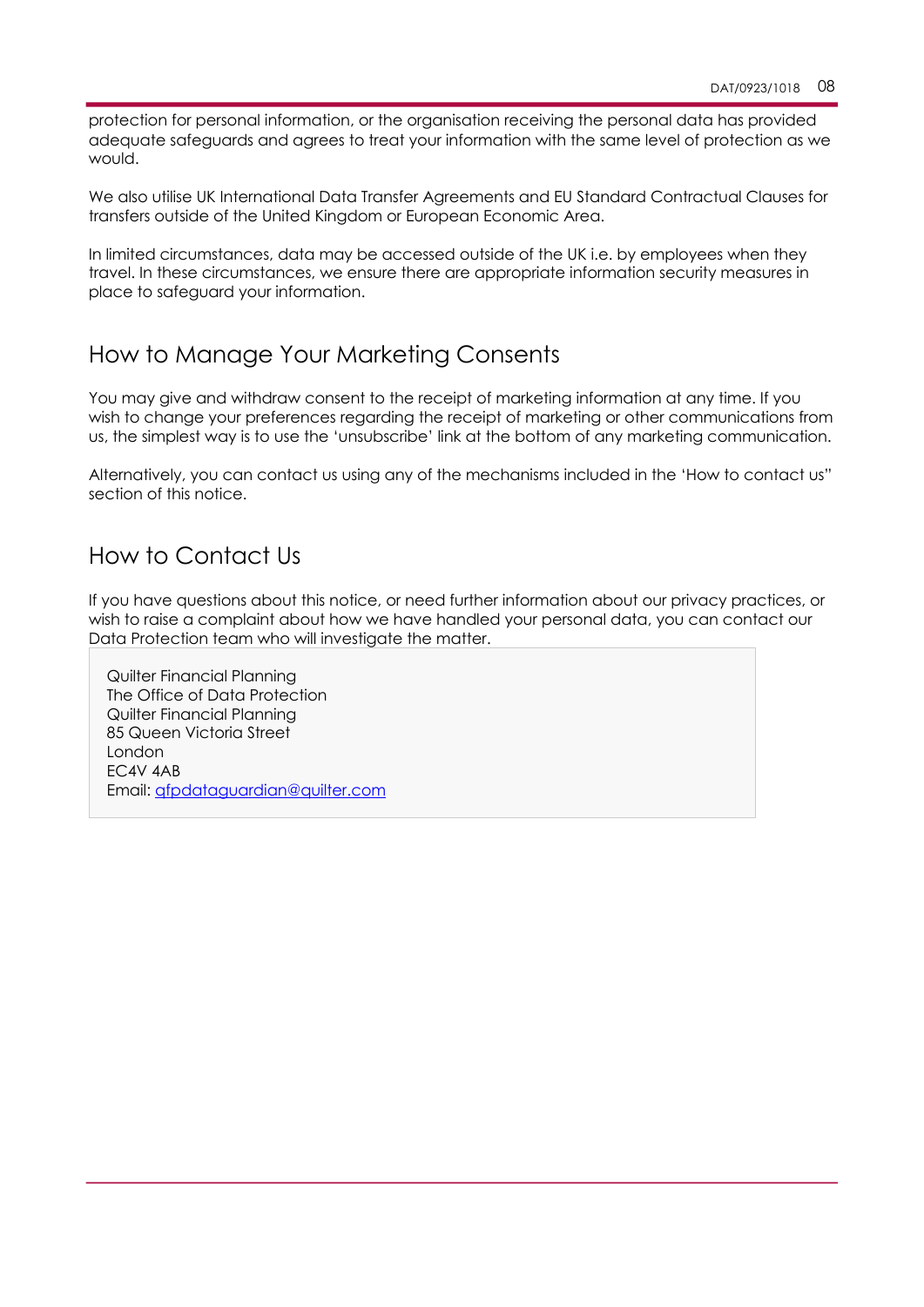protection for personal information, or the organisation receiving the personal data has provided adequate safeguards and agrees to treat your information with the same level of protection as we would.

We also utilise UK International Data Transfer Agreements and EU Standard Contractual Clauses for transfers outside of the United Kingdom or European Economic Area.

In limited circumstances, data may be accessed outside of the UK i.e. by employees when they travel. In these circumstances, we ensure there are appropriate information security measures in place to safeguard your information.

## How to Manage Your Marketing Consents

You may give and withdraw consent to the receipt of marketing information at any time. If you wish to change your preferences regarding the receipt of marketing or other communications from us, the simplest way is to use the 'unsubscribe' link at the bottom of any marketing communication.

Alternatively, you can contact us using any of the mechanisms included in the 'How to contact us" section of this notice.

## How to Contact Us

If you have questions about this notice, or need further information about our privacy practices, or wish to raise a complaint about how we have handled your personal data, you can contact our Data Protection team who will investigate the matter.

Quilter Financial Planning
The Office of Data Protection
Quilter Financial Planning
85 Queen Victoria Street
London
EC4V 4AB
Email: qfpdataguardian@quilter.com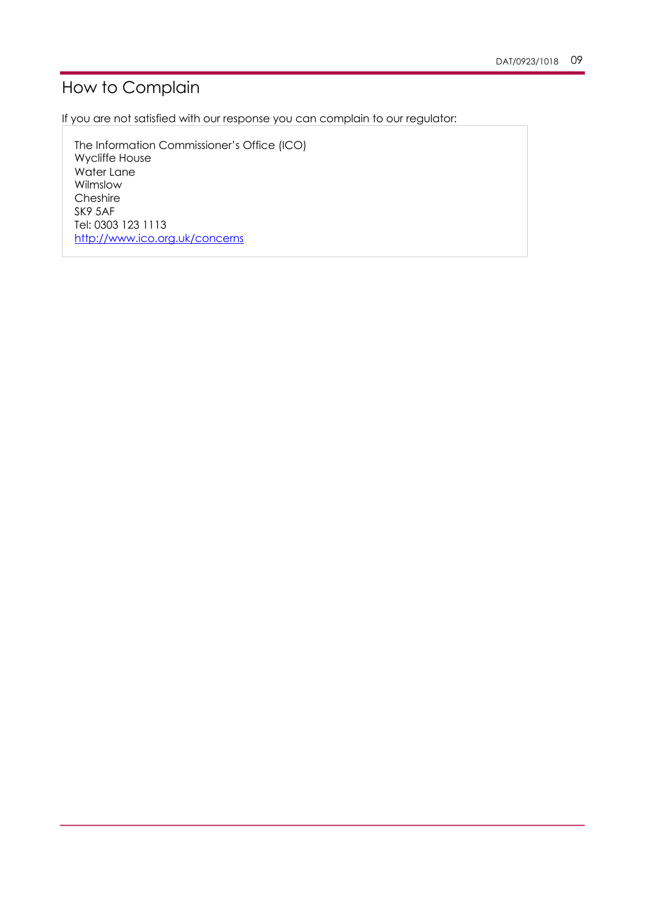# How to Complain

If you are not satisfied with our response you can complain to our regulator:

The Information Commissioner's Office (ICO)
Wycliffe House
Water Lane
Wilmslow
Cheshire
SK9 5AF
Tel: 0303 123 1113
http://www.ico.org.uk/concerns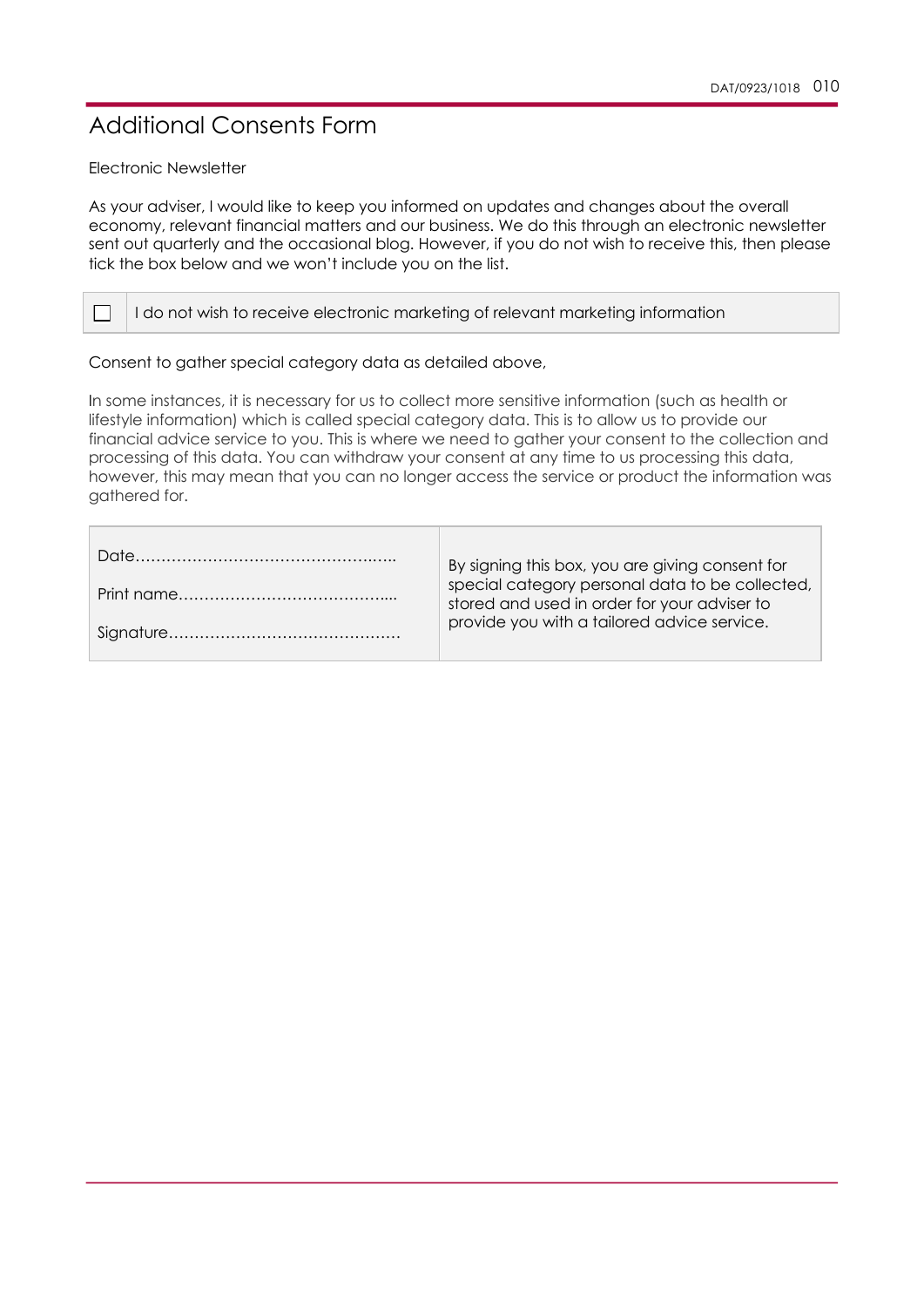# Additional Consents Form

Electronic Newsletter

As your adviser, I would like to keep you informed on updates and changes about the overall economy, relevant financial matters and our business. We do this through an electronic newsletter sent out quarterly and the occasional blog. However, if you do not wish to receive this, then please tick the box below and we won't include you on the list.

| | |
|---|---|
| ☐ | I do not wish to receive electronic marketing of relevant marketing information |

Consent to gather special category data as detailed above,

In some instances, it is necessary for us to collect more sensitive information (such as health or lifestyle information) which is called special category data. This is to allow us to provide our financial advice service to you. This is where we need to gather your consent to the collection and processing of this data. You can withdraw your consent at any time to us processing this data, however, this may mean that you can no longer access the service or product the information was gathered for.

| | |
|---|---|
| Date…………………………………………….<br><br>Print name…………………………………....<br><br>Signature……………………………………… | By signing this box, you are giving consent for special category personal data to be collected, stored and used in order for your adviser to provide you with a tailored advice service. |